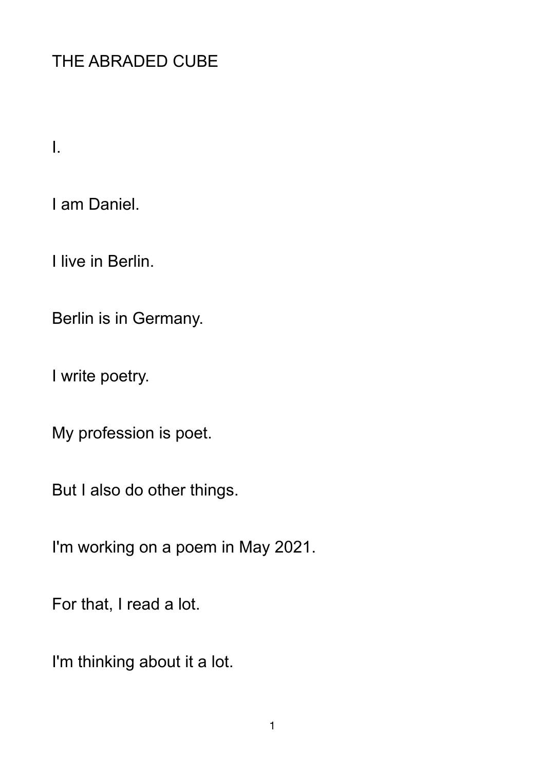# THE ABRADED CUBE

## I.

I am Daniel.

I live in Berlin.

Berlin is in Germany.

I write poetry.

My profession is poet.

But I also do other things.

I'm working on a poem in May 2021.

For that, I read a lot.

I'm thinking about it a lot.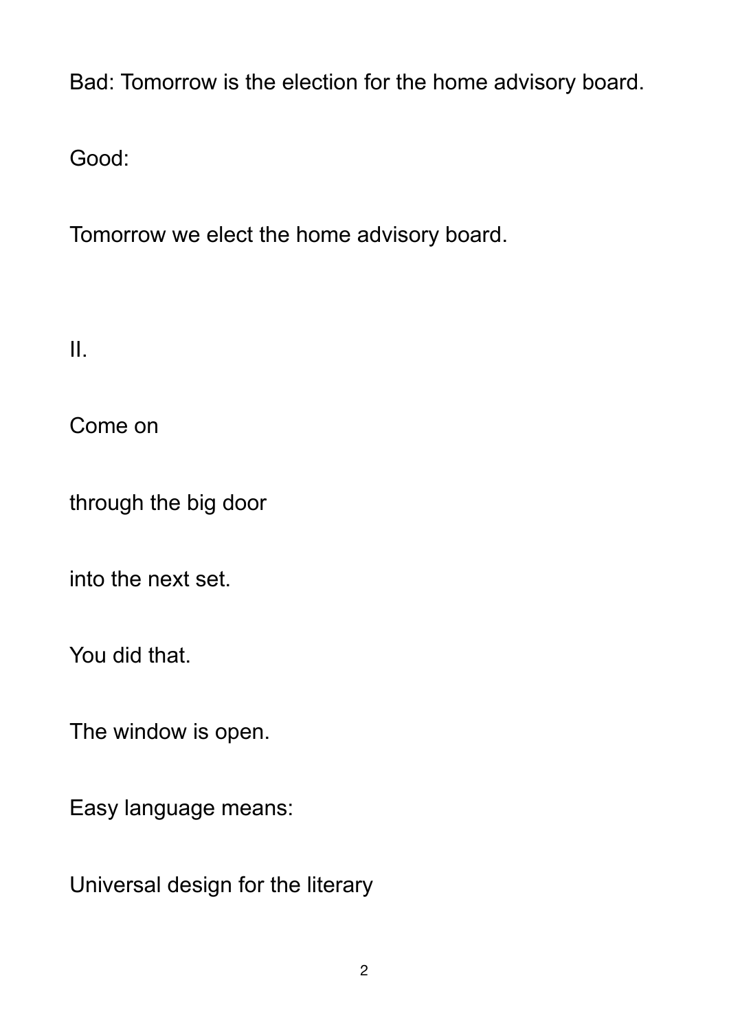Bad: Tomorrow is the election for the home advisory board.

Good:

Tomorrow we elect the home advisory board.

II.

Come on

through the big door

into the next set.

You did that.

The window is open.

Easy language means:

Universal design for the literary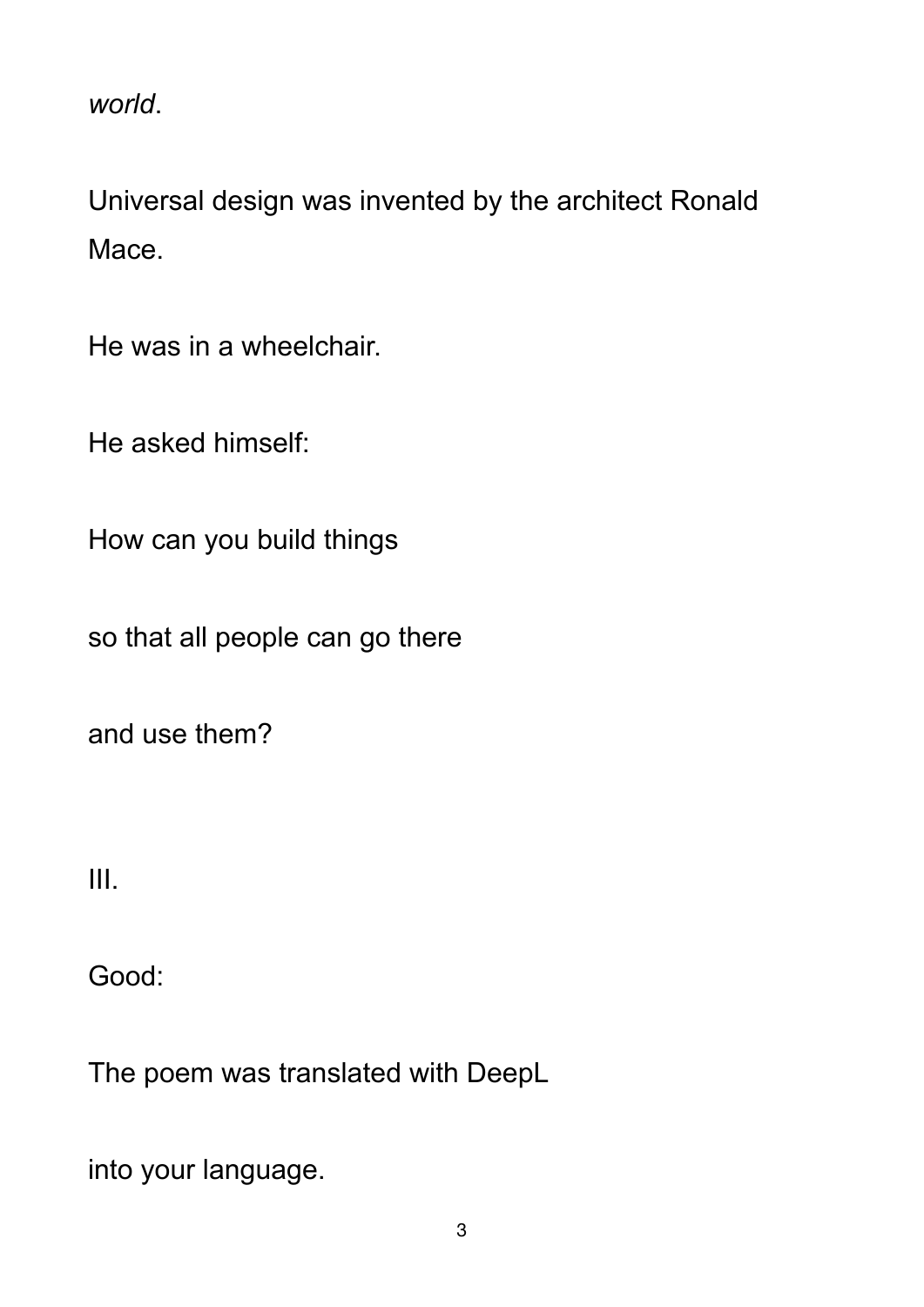*world*.

Universal design was invented by the architect Ronald Mace.

He was in a wheelchair.

He asked himself:

How can you build things

so that all people can go there

and use them?

III.

Good:

The poem was translated with DeepL

into your language.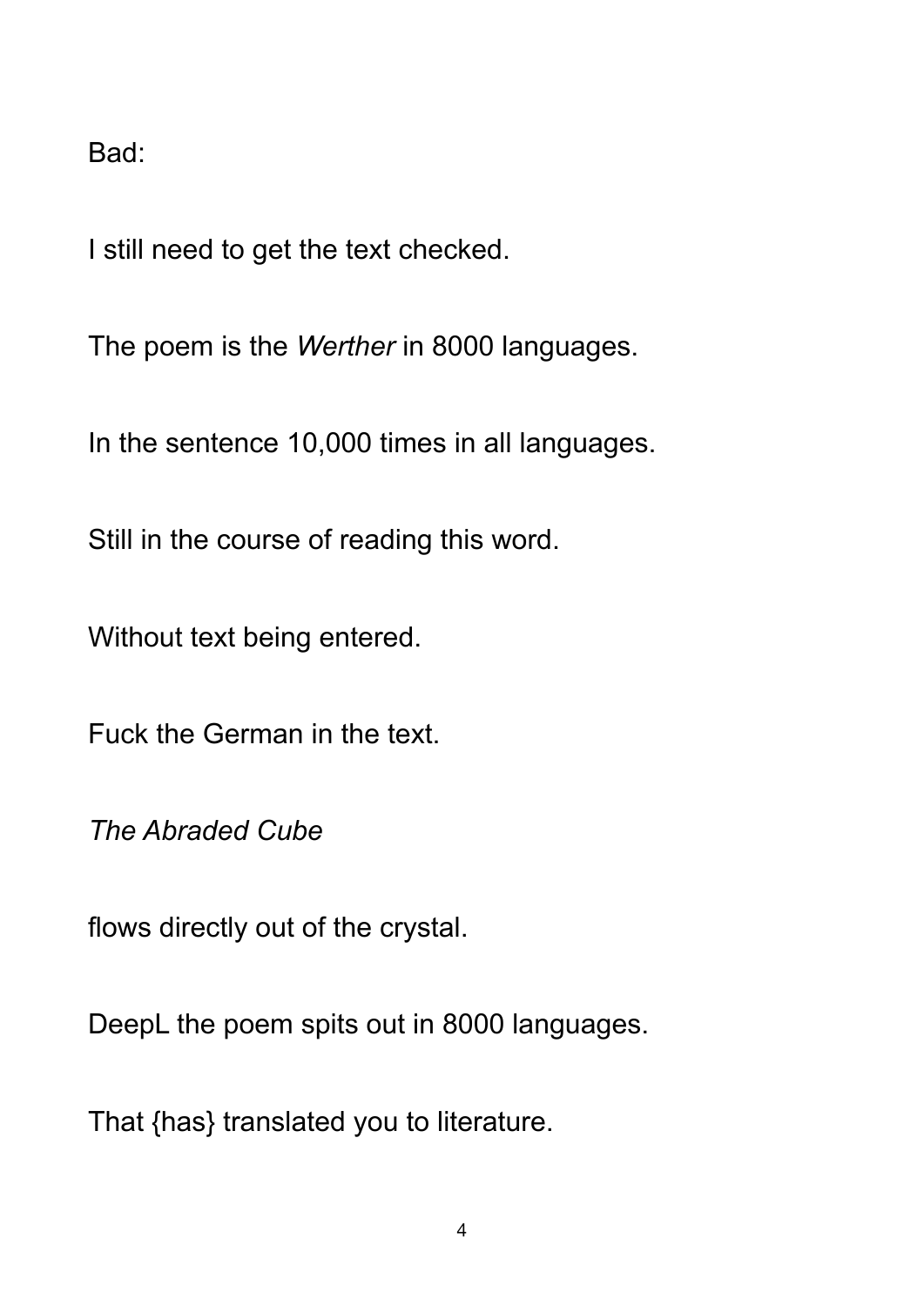Bad:

I still need to get the text checked.

The poem is the *Werther* in 8000 languages.

In the sentence 10,000 times in all languages.

Still in the course of reading this word.

Without text being entered.

Fuck the German in the text.

*The Abraded Cube*

flows directly out of the crystal.

DeepL the poem spits out in 8000 languages.

That {has} translated you to literature.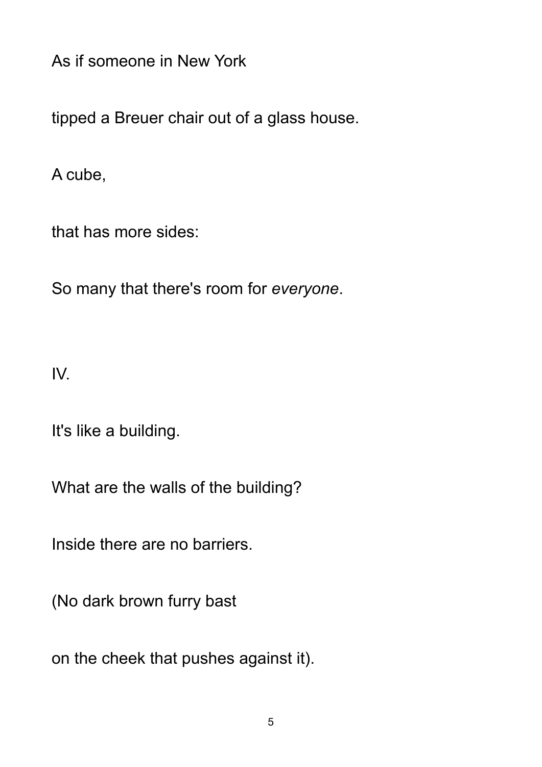As if someone in New York

tipped a Breuer chair out of a glass house.

A cube,

that has more sides:

So many that there's room for *everyone*.

IV.

It's like a building.

What are the walls of the building?

Inside there are no barriers.

(No dark brown furry bast

on the cheek that pushes against it).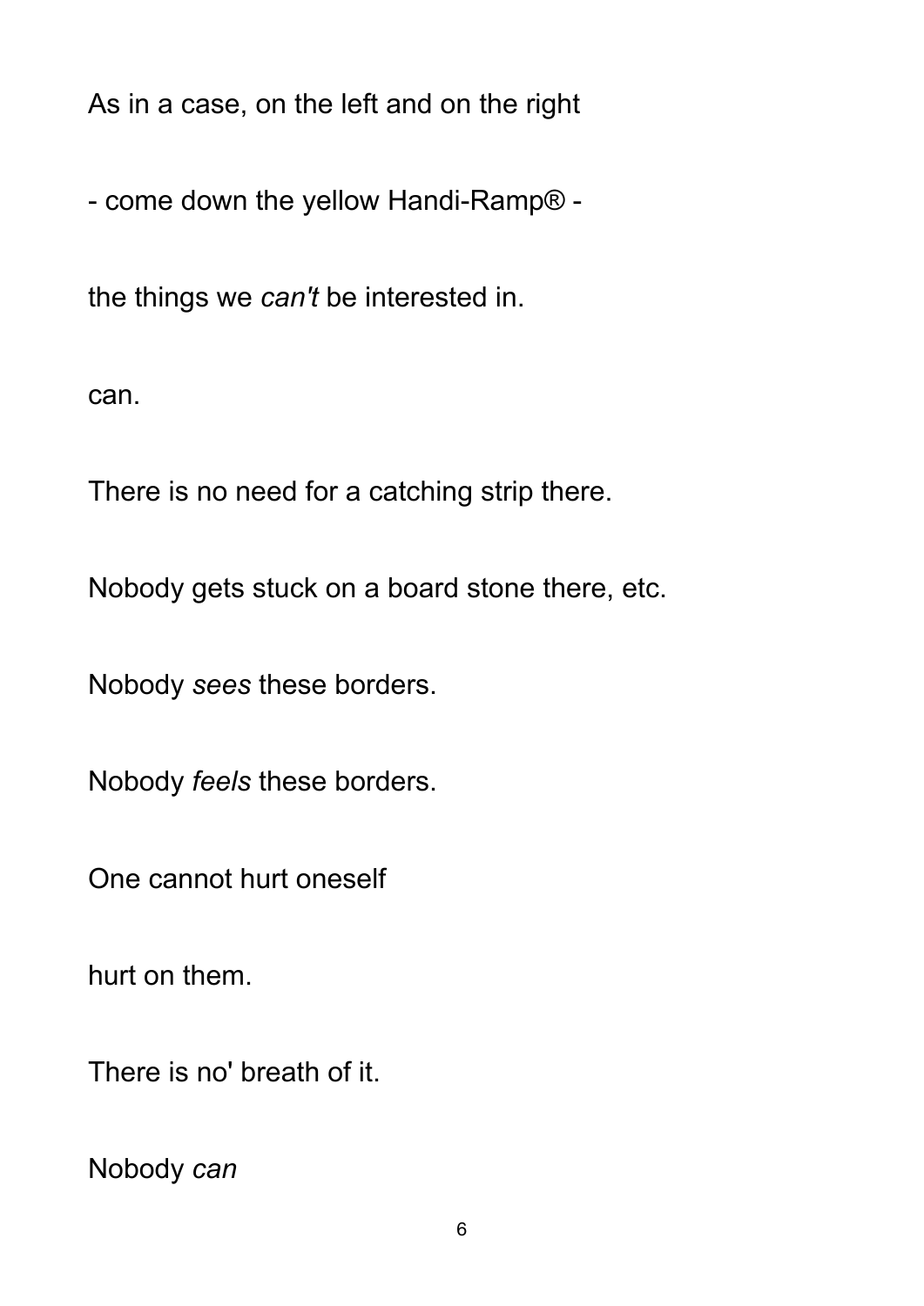As in a case, on the left and on the right

- come down the yellow Handi-Ramp® -

the things we *can't* be interested in.

can.

There is no need for a catching strip there.

Nobody gets stuck on a board stone there, etc.

Nobody *sees* these borders.

Nobody *feels* these borders.

One cannot hurt oneself

hurt on them.

There is no' breath of it.

Nobody *can*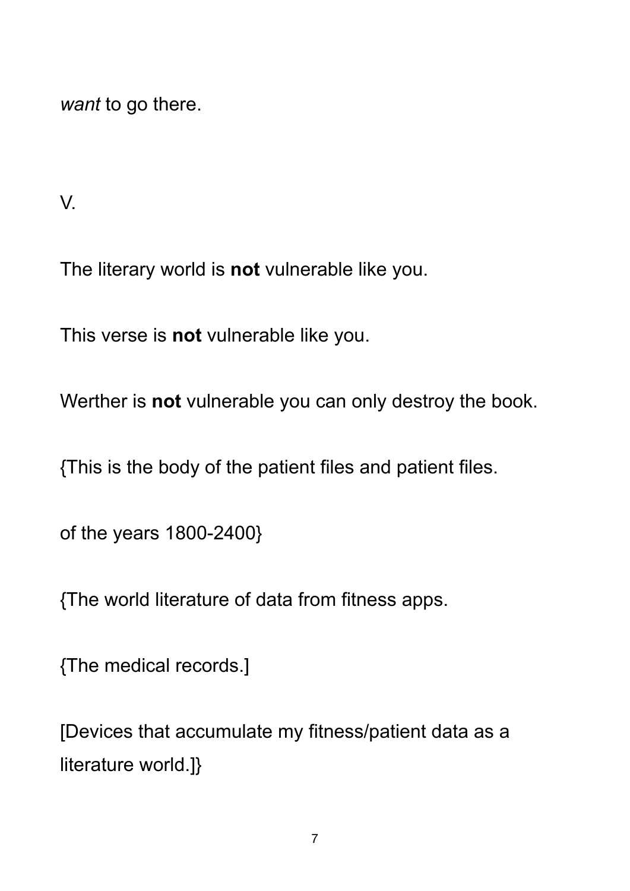*want* to go there.

V.

The literary world is **not** vulnerable like you.

This verse is **not** vulnerable like you.

Werther is **not** vulnerable you can only destroy the book.

{This is the body of the patient files and patient files.

of the years 1800-2400}

{The world literature of data from fitness apps.

{The medical records.]

[Devices that accumulate my fitness/patient data as a literature world.]}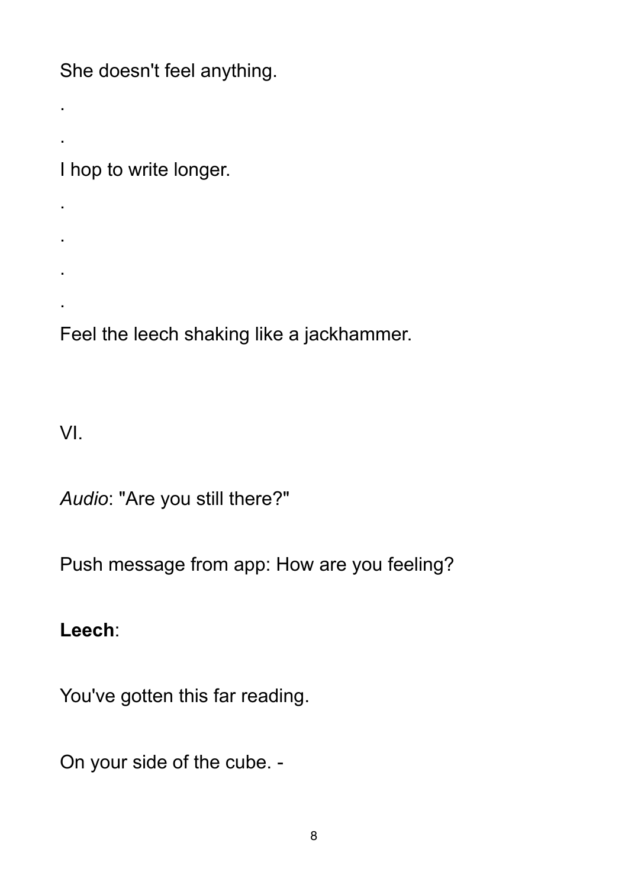She doesn't feel anything.

.

.

I hop to write longer.

.

.

.

.

Feel the leech shaking like a jackhammer.

VI.

*Audio*: "Are you still there?"

Push message from app: How are you feeling?

**Leech**:

You've gotten this far reading.

On your side of the cube. -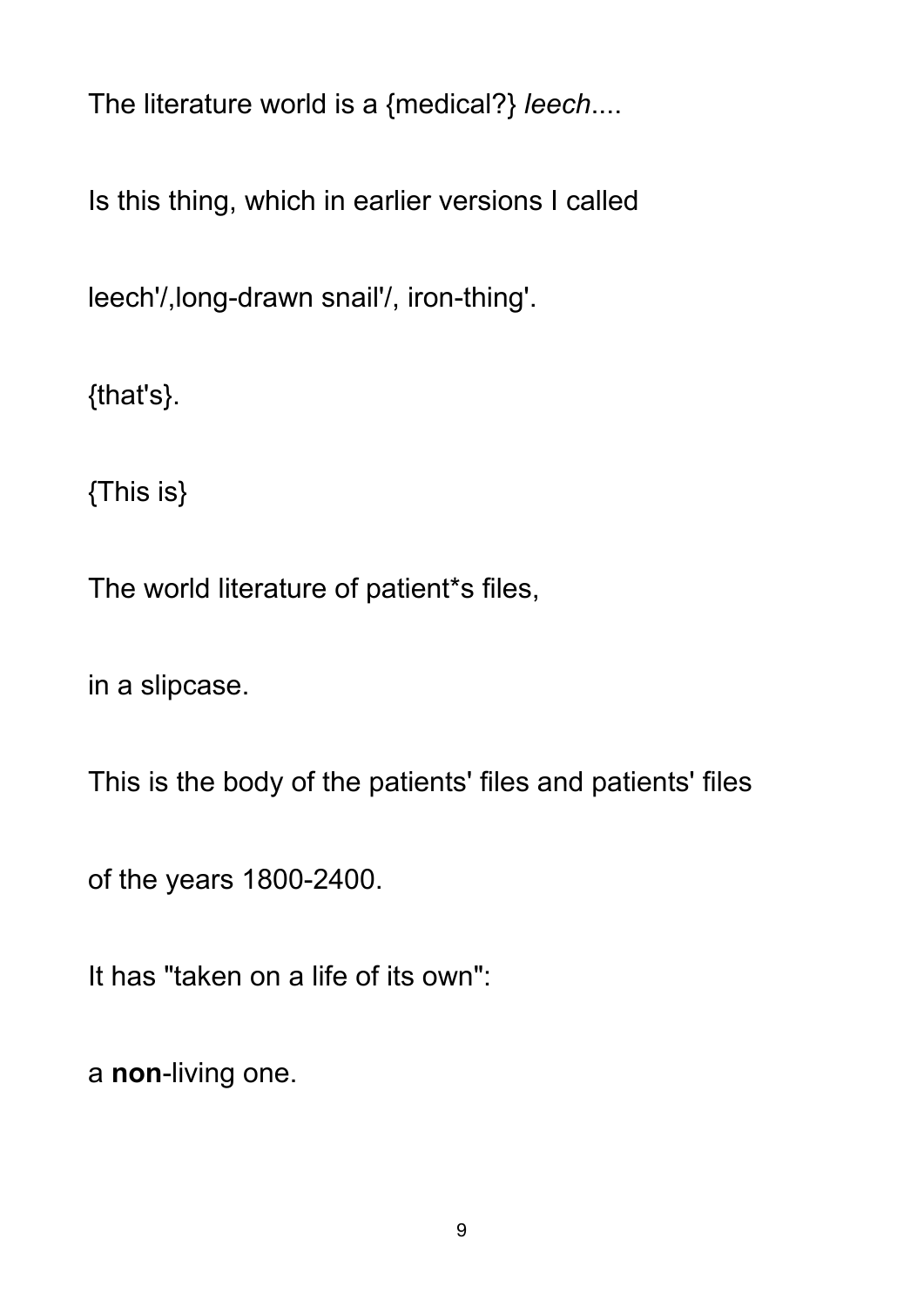The literature world is a {medical?} *leech*....

Is this thing, which in earlier versions I called

leech'/,long-drawn snail'/, iron-thing'.

{that's}.

{This is}

The world literature of patient*s files,

in a slipcase.

This is the body of the patients' files and patients' files

of the years 1800-2400.

It has "taken on a life of its own":

a **non**-living one.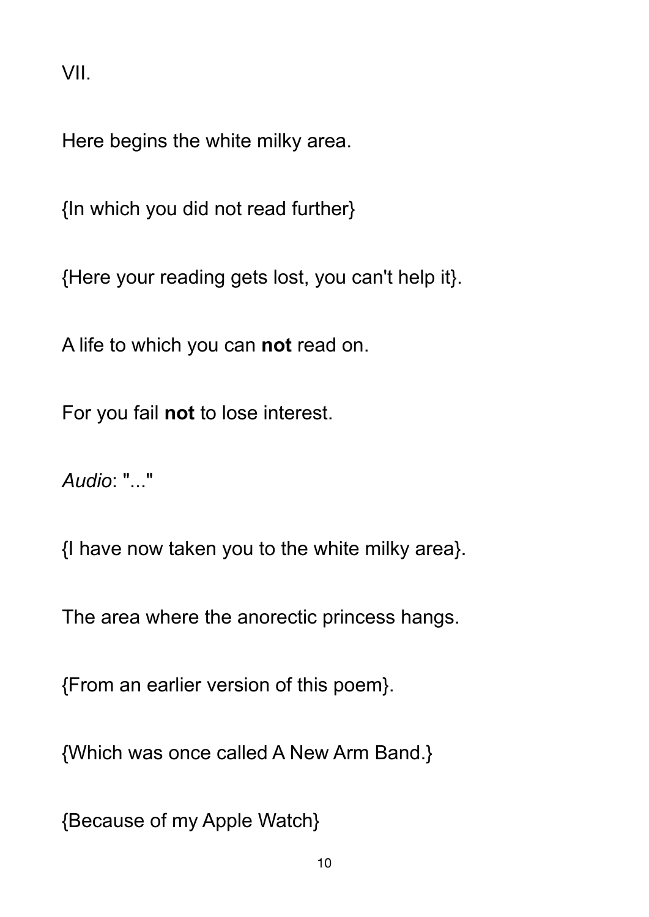VII.

Here begins the white milky area.

{In which you did not read further}

{Here your reading gets lost, you can't help it}.

A life to which you can **not** read on.

For you fail **not** to lose interest.

*Audio*: "..."

{I have now taken you to the white milky area}.

The area where the anorectic princess hangs.

{From an earlier version of this poem}.

{Which was once called A New Arm Band.}

{Because of my Apple Watch}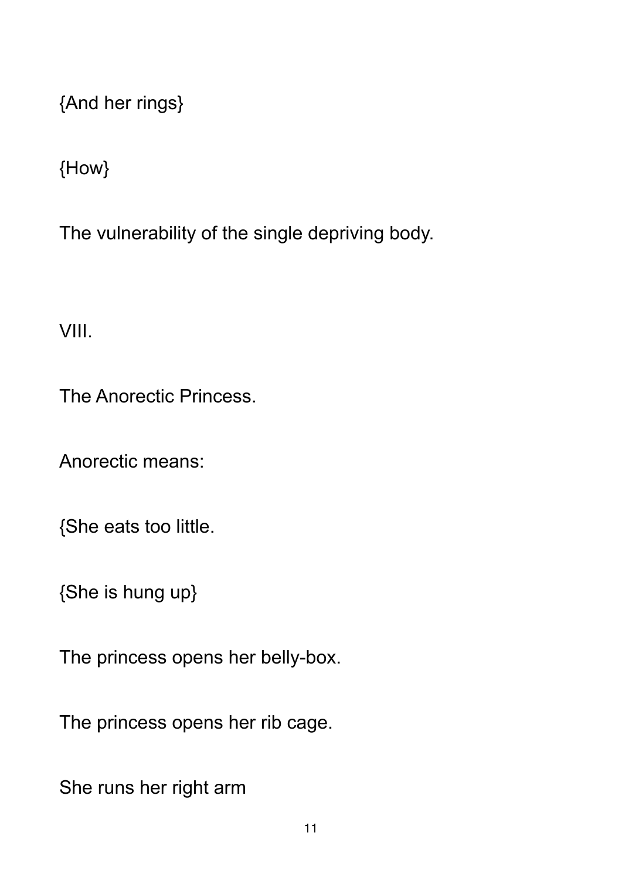{And her rings}

{How}

The vulnerability of the single depriving body.

VIII.

The Anorectic Princess.

Anorectic means:

{She eats too little.

{She is hung up}

The princess opens her belly-box.

The princess opens her rib cage.

She runs her right arm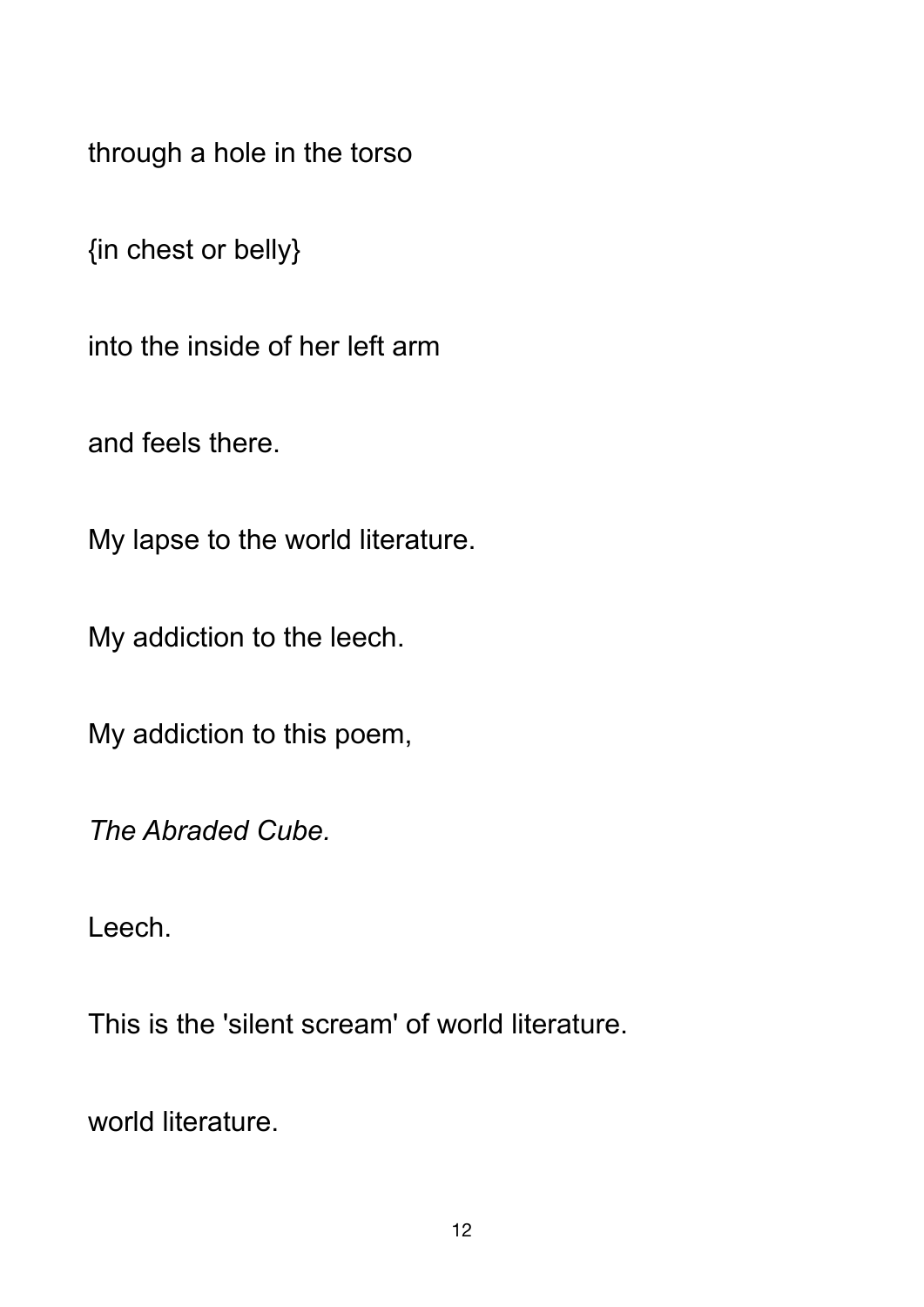through a hole in the torso

{in chest or belly}

into the inside of her left arm

and feels there.

My lapse to the world literature.

My addiction to the leech.

My addiction to this poem,

*The Abraded Cube.*

Leech.

This is the 'silent scream' of world literature.

world literature.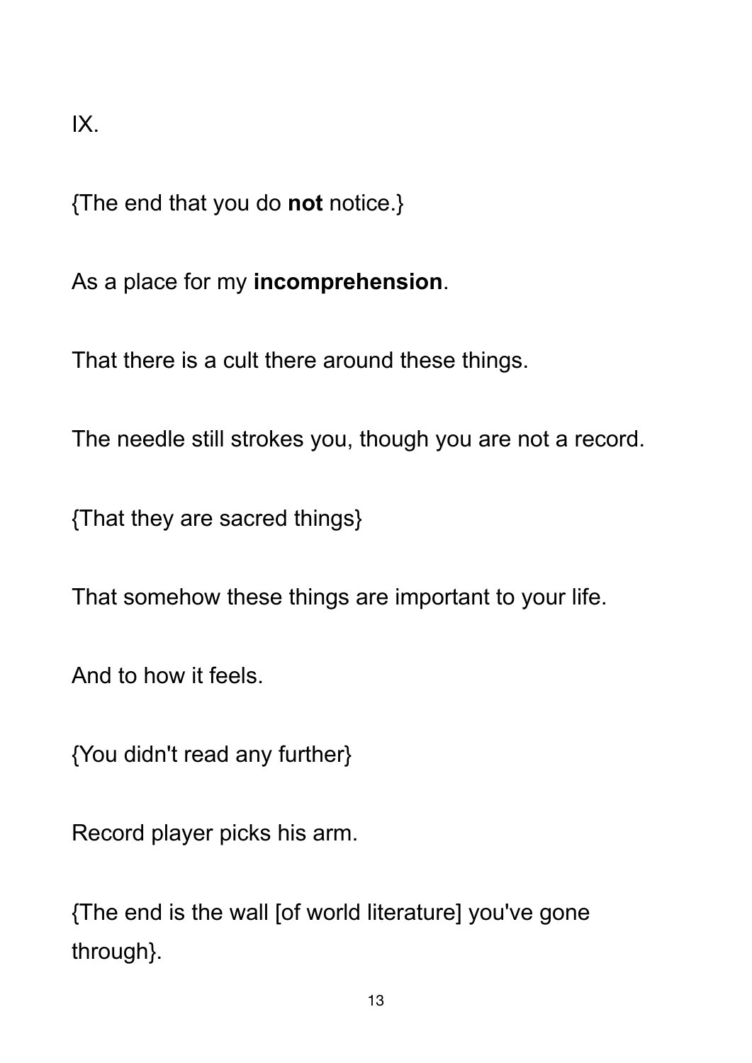IX.

{The end that you do **not** notice.}

As a place for my **incomprehension**.

That there is a cult there around these things.

The needle still strokes you, though you are not a record.

{That they are sacred things}

That somehow these things are important to your life.

And to how it feels.

{You didn't read any further}

Record player picks his arm.

{The end is the wall [of world literature] you've gone through}.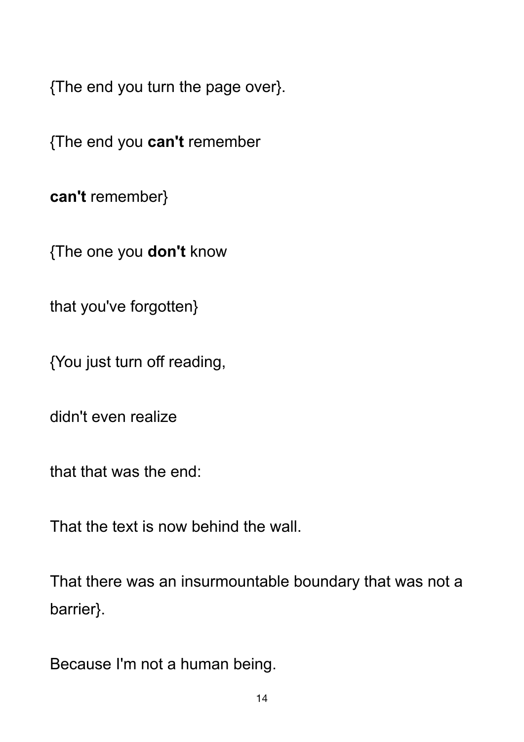{The end you turn the page over}.

{The end you **can't** remember

**can't** remember}

{The one you **don't** know

that you've forgotten}

{You just turn off reading,

didn't even realize

that that was the end:

That the text is now behind the wall.

That there was an insurmountable boundary that was not a barrier}.

Because I'm not a human being.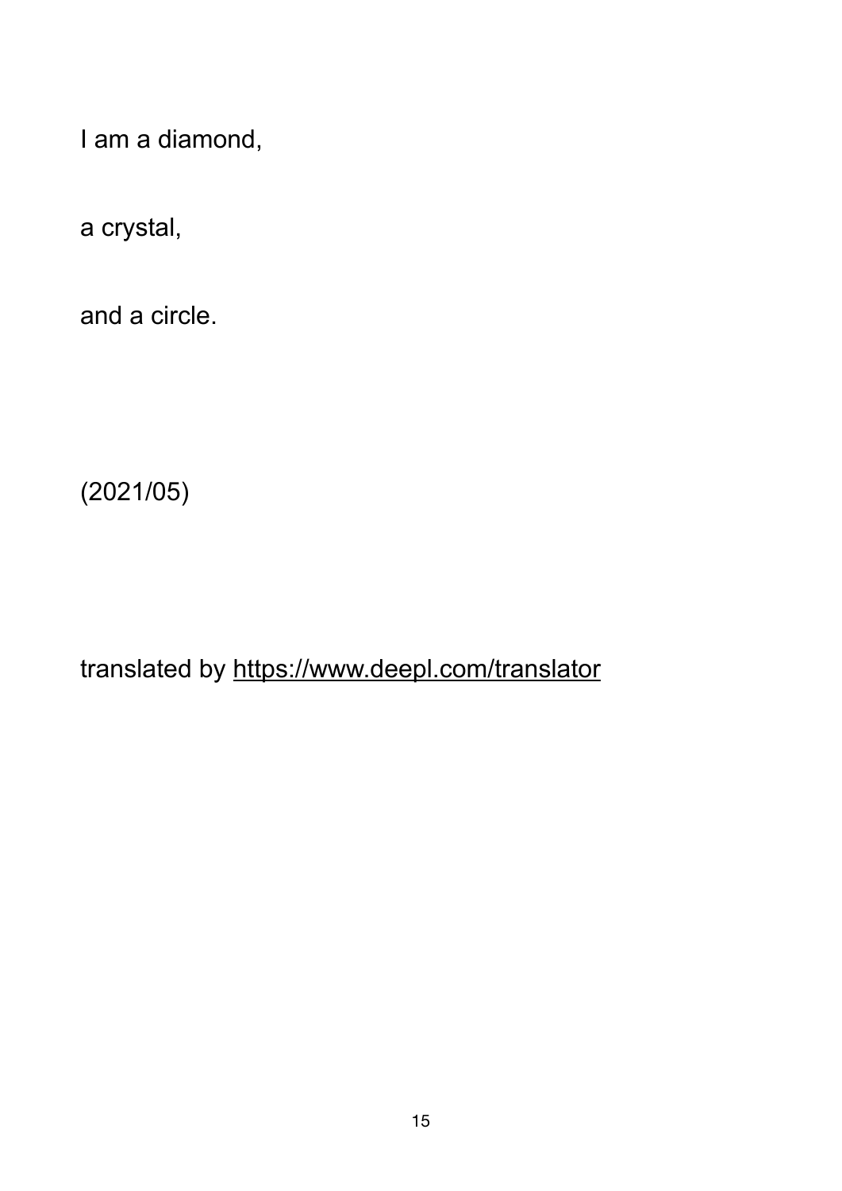I am a diamond,

a crystal,

and a circle.

(2021/05)

translated by https://www.deepl.com/translator